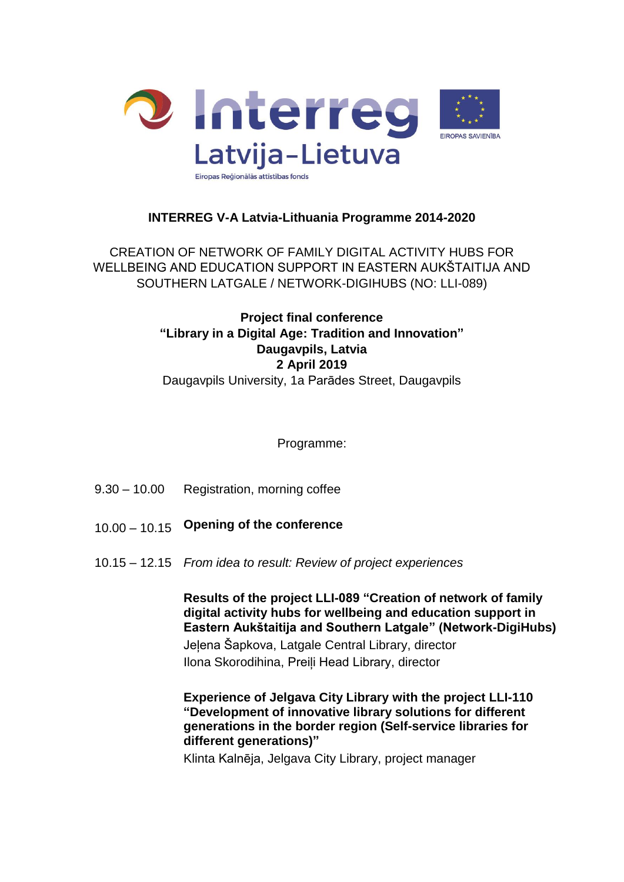Interreg
Latvija–Lietuva
Eiropas Reģionālās attīstības fonds

EIROPAS SAVIENĪBA

**INTERREG V-A Latvia-Lithuania Programme 2014-2020**

CREATION OF NETWORK OF FAMILY DIGITAL ACTIVITY HUBS FOR WELLBEING AND EDUCATION SUPPORT IN EASTERN AUKŠTAITIJA AND SOUTHERN LATGALE / NETWORK-DIGIHUBS (NO: LLI-089)

**Project final conference**
**“Library in a Digital Age: Tradition and Innovation”**
**Daugavpils, Latvia**
**2 April 2019**
Daugavpils University, 1a Parādes Street, Daugavpils

Programme:

9.30 – 10.00 Registration, morning coffee

10.00 – 10.15 **Opening of the conference**

10.15 – 12.15 *From idea to result: Review of project experiences*

**Results of the project LLI-089 “Creation of network of family digital activity hubs for wellbeing and education support in Eastern Aukštaitija and Southern Latgale” (Network-DigiHubs)**
Jeļena Šapkova, Latgale Central Library, director
Ilona Skorodihina, Preiļi Head Library, director

**Experience of Jelgava City Library with the project LLI-110 “Development of innovative library solutions for different generations in the border region (Self-service libraries for different generations)”**
Klinta Kalnēja, Jelgava City Library, project manager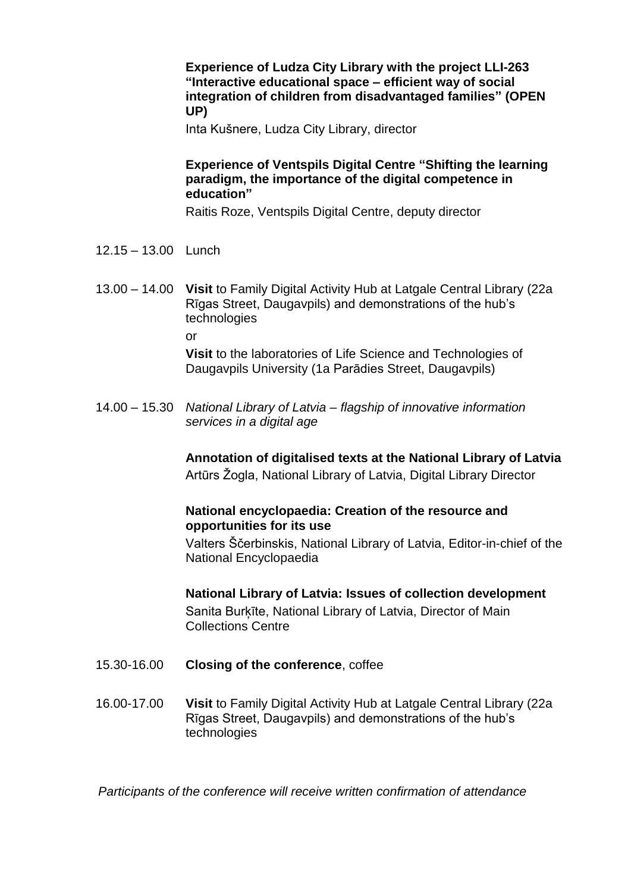**Experience of Ludza City Library with the project LLI-263 "Interactive educational space – efficient way of social integration of children from disadvantaged families" (OPEN UP)**

Inta Kušnere, Ludza City Library, director

**Experience of Ventspils Digital Centre "Shifting the learning paradigm, the importance of the digital competence in education"**

Raitis Roze, Ventspils Digital Centre, deputy director

12.15 – 13.00 Lunch

13.00 – 14.00 **Visit** to Family Digital Activity Hub at Latgale Central Library (22a Rīgas Street, Daugavpils) and demonstrations of the hub's technologies

or

**Visit** to the laboratories of Life Science and Technologies of Daugavpils University (1a Parādies Street, Daugavpils)

14.00 – 15.30 *National Library of Latvia – flagship of innovative information services in a digital age*

**Annotation of digitalised texts at the National Library of Latvia**

Artūrs Žogla, National Library of Latvia, Digital Library Director

**National encyclopaedia: Creation of the resource and opportunities for its use**

Valters Ščerbinskis, National Library of Latvia, Editor-in-chief of the National Encyclopaedia

**National Library of Latvia: Issues of collection development**

Sanita Burķīte, National Library of Latvia, Director of Main Collections Centre

15.30-16.00 **Closing of the conference**, coffee

16.00-17.00 **Visit** to Family Digital Activity Hub at Latgale Central Library (22a Rīgas Street, Daugavpils) and demonstrations of the hub's technologies

*Participants of the conference will receive written confirmation of attendance*